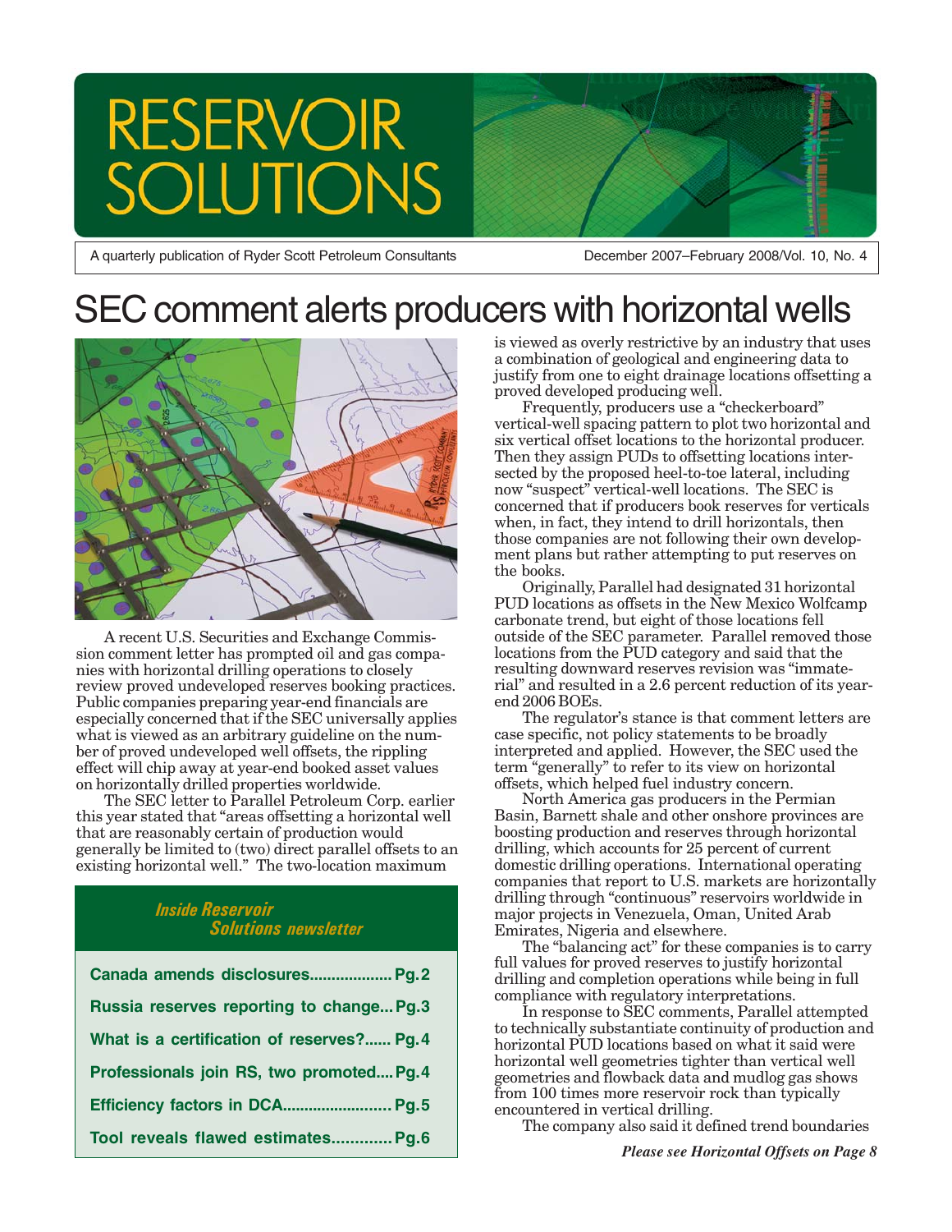# RESERVOIR SOLUTIONS

A quarterly publication of Ryder Scott Petroleum Consultants

December 2007–February 2008/Vol. 10, No. 4

# SEC comment alerts producers with horizontal wells

A recent U.S. Securities and Exchange Commission comment letter has prompted oil and gas companies with horizontal drilling operations to closely review proved undeveloped reserves booking practices. Public companies preparing year-end financials are especially concerned that if the SEC universally applies what is viewed as an arbitrary guideline on the number of proved undeveloped well offsets, the rippling effect will chip away at year-end booked asset values on horizontally drilled properties worldwide.

The SEC letter to Parallel Petroleum Corp. earlier this year stated that "areas offsetting a horizontal well that are reasonably certain of production would generally be limited to (two) direct parallel offsets to an existing horizontal well." The two-location maximum is viewed as overly restrictive by an industry that uses a combination of geological and engineering data to justify from one to eight drainage locations offsetting a proved developed producing well.

Frequently, producers use a "checkerboard" vertical-well spacing pattern to plot two horizontal and six vertical offset locations to the horizontal producer. Then they assign PUDs to offsetting locations intersected by the proposed heel-to-toe lateral, including now "suspect" vertical-well locations. The SEC is concerned that if producers book reserves for verticals when, in fact, they intend to drill horizontals, then those companies are not following their own development plans but rather attempting to put reserves on the books.

Originally, Parallel had designated 31 horizontal PUD locations as offsets in the New Mexico Wolfcamp carbonate trend, but eight of those locations fell outside of the SEC parameter. Parallel removed those locations from the PUD category and said that the resulting downward reserves revision was "immaterial" and resulted in a 2.6 percent reduction of its year-end 2006 BOEs.

The regulator's stance is that comment letters are case specific, not policy statements to be broadly interpreted and applied. However, the SEC used the term "generally" to refer to its view on horizontal offsets, which helped fuel industry concern.

North America gas producers in the Permian Basin, Barnett shale and other onshore provinces are boosting production and reserves through horizontal drilling, which accounts for 25 percent of current domestic drilling operations. International operating companies that report to U.S. markets are horizontally drilling through "continuous" reservoirs worldwide in major projects in Venezuela, Oman, United Arab Emirates, Nigeria and elsewhere.

The "balancing act" for these companies is to carry full values for proved reserves to justify horizontal drilling and completion operations while being in full compliance with regulatory interpretations.

In response to SEC comments, Parallel attempted to technically substantiate continuity of production and horizontal PUD locations based on what it said were horizontal well geometries tighter than vertical well geometries and flowback data and mudlog gas shows from 100 times more reservoir rock than typically encountered in vertical drilling.

The company also said it defined trend boundaries

*Please see Horizontal Offsets on Page 8*

## *Inside Reservoir Solutions newsletter*

- **Canada amends disclosures.................. Pg. 2**
- **Russia reserves reporting to change... Pg. 3**
- **What is a certification of reserves?...... Pg. 4**
- **Professionals join RS, two promoted.... Pg. 4**
- **Efficiency factors in DCA......................... Pg. 5**
- **Tool reveals flawed estimates............. Pg. 6**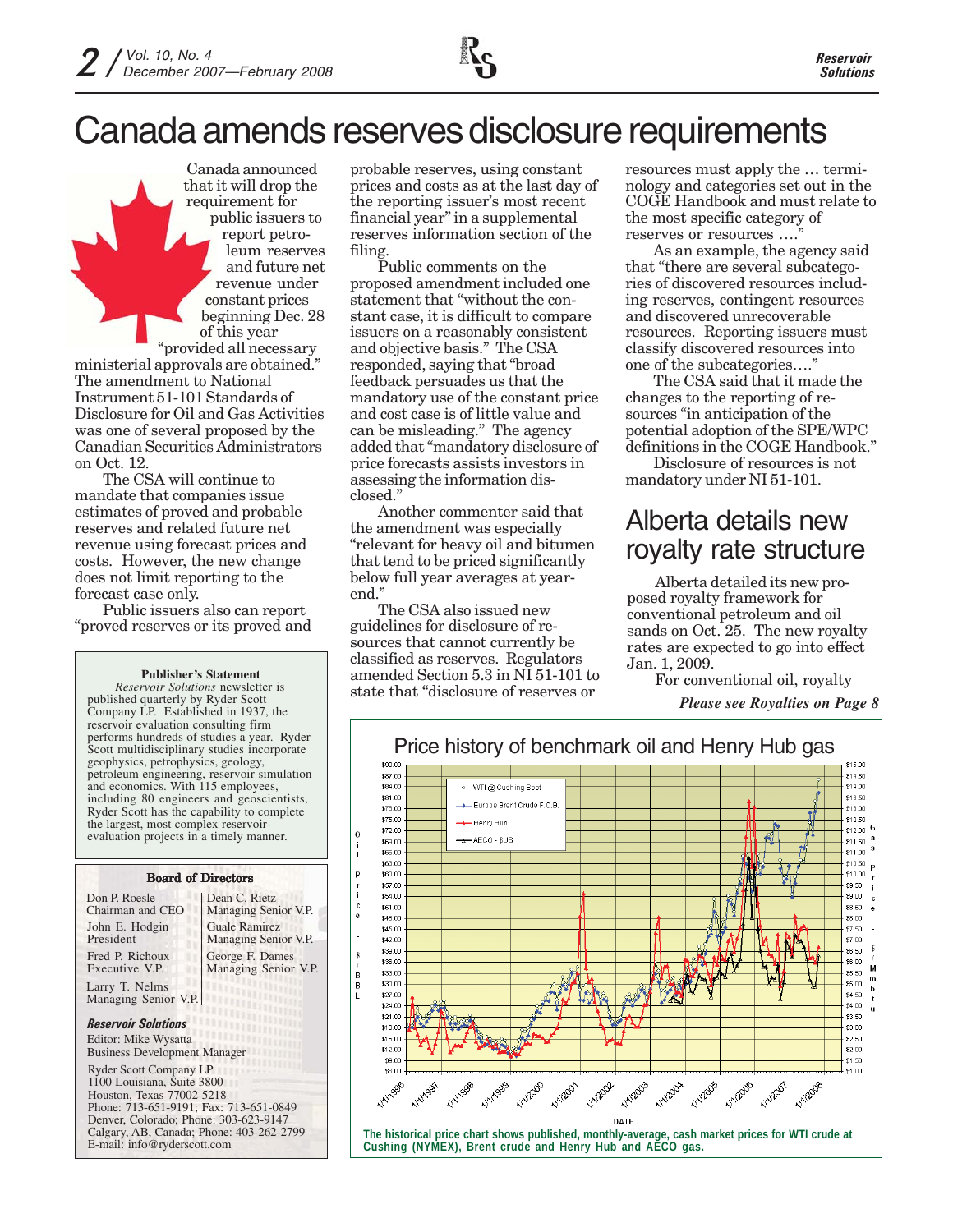# Canada amends reserves disclosure requirements

Canada announced that it will drop the requirement for public issuers to report petroleum reserves and future net revenue under constant prices beginning Dec. 28 of this year "provided all necessary ministerial approvals are obtained." The amendment to National Instrument 51-101 Standards of Disclosure for Oil and Gas Activities was one of several proposed by the Canadian Securities Administrators on Oct. 12.

The CSA will continue to mandate that companies issue estimates of proved and probable reserves and related future net revenue using forecast prices and costs. However, the new change does not limit reporting to the forecast case only.

Public issuers also can report "proved reserves or its proved and probable reserves, using constant prices and costs as at the last day of the reporting issuer's most recent financial year" in a supplemental reserves information section of the filing.

Public comments on the proposed amendment included one statement that "without the constant case, it is difficult to compare issuers on a reasonably consistent and objective basis." The CSA responded, saying that "broad feedback persuades us that the mandatory use of the constant price and cost case is of little value and can be misleading." The agency added that "mandatory disclosure of price forecasts assists investors in assessing the information disclosed."

Another commenter said that the amendment was especially "relevant for heavy oil and bitumen that tend to be priced significantly below full year averages at year-end."

The CSA also issued new guidelines for disclosure of resources that cannot currently be classified as reserves. Regulators amended Section 5.3 in NI 51-101 to state that "disclosure of reserves or resources must apply the … terminology and categories set out in the COGE Handbook and must relate to the most specific category of reserves or resources …."

As an example, the agency said that "there are several subcategories of discovered resources including reserves, contingent resources and discovered unrecoverable resources. Reporting issuers must classify discovered resources into one of the subcategories…."

The CSA said that it made the changes to the reporting of resources "in anticipation of the potential adoption of the SPE/WPC definitions in the COGE Handbook."

Disclosure of resources is not mandatory under NI 51-101.

## Alberta details new royalty rate structure

Alberta detailed its new proposed royalty framework for conventional petroleum and oil sands on Oct. 25. The new royalty rates are expected to go into effect Jan. 1, 2009.

For conventional oil, royalty

***Please see Royalties on Page 8***

**Publisher's Statement**

*Reservoir Solutions* newsletter is published quarterly by Ryder Scott Company LP. Established in 1937, the reservoir evaluation consulting firm performs hundreds of studies a year. Ryder Scott multidisciplinary studies incorporate geophysics, petrophysics, geology, petroleum engineering, reservoir simulation and economics. With 115 employees, including 80 engineers and geoscientists, Ryder Scott has the capability to complete the largest, most complex reservoir-evaluation projects in a timely manner.

**Board of Directors**

Don P. Roesle
Chairman and CEO

John E. Hodgin
President

Fred P. Richoux
Executive V.P.

Larry T. Nelms
Managing Senior V.P.

Dean C. Rietz
Managing Senior V.P.

Guale Ramirez
Managing Senior V.P.

George F. Dames
Managing Senior V.P.

***Reservoir Solutions***

Editor: Mike Wysatta
Business Development Manager

Ryder Scott Company LP
1100 Louisiana, Suite 3800
Houston, Texas 77002-5218
Phone: 713-651-9191; Fax: 713-651-0849
Denver, Colorado; Phone: 303-623-9147
Calgary, AB, Canada; Phone: 403-262-2799
E-mail: info@ryderscott.com

Price history of benchmark oil and Henry Hub gas

**The historical price chart shows published, monthly-average, cash market prices for WTI crude at Cushing (NYMEX), Brent crude and Henry Hub and AECO gas.**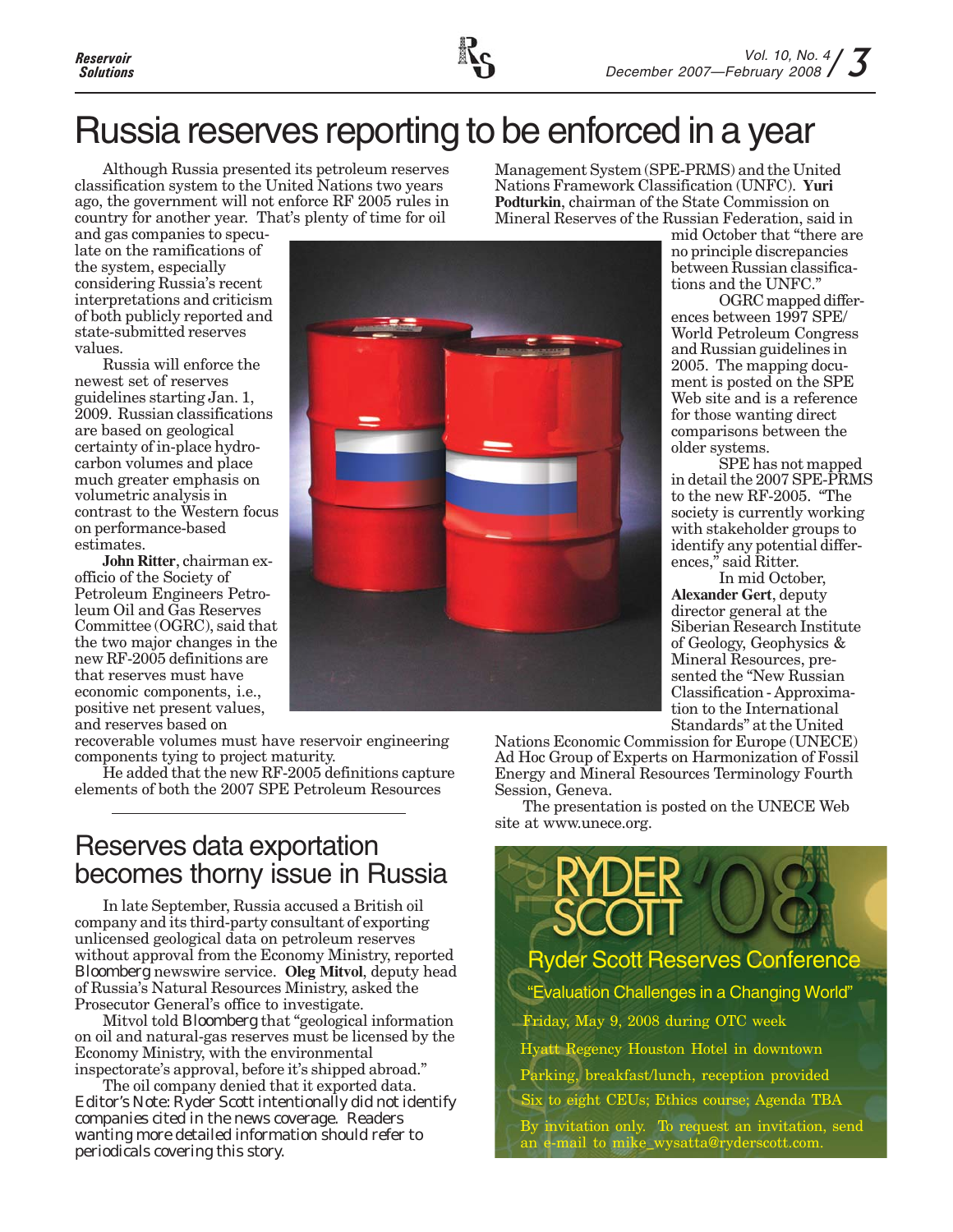# Russia reserves reporting to be enforced in a year

Although Russia presented its petroleum reserves classification system to the United Nations two years ago, the government will not enforce RF 2005 rules in country for another year. That's plenty of time for oil and gas companies to speculate on the ramifications of the system, especially considering Russia's recent interpretations and criticism of both publicly reported and state-submitted reserves values.

Russia will enforce the newest set of reserves guidelines starting Jan. 1, 2009. Russian classifications are based on geological certainty of in-place hydrocarbon volumes and place much greater emphasis on volumetric analysis in contrast to the Western focus on performance-based estimates.

**John Ritter**, chairman ex-officio of the Society of Petroleum Engineers Petroleum Oil and Gas Reserves Committee (OGRC), said that the two major changes in the new RF-2005 definitions are that reserves must have economic components, i.e., positive net present values, and reserves based on recoverable volumes must have reservoir engineering components tying to project maturity.

He added that the new RF-2005 definitions capture elements of both the 2007 SPE Petroleum Resources Management System (SPE-PRMS) and the United Nations Framework Classification (UNFC). **Yuri Podturkin**, chairman of the State Commission on Mineral Reserves of the Russian Federation, said in mid October that "there are no principle discrepancies between Russian classifications and the UNFC."

OGRC mapped differences between 1997 SPE/ World Petroleum Congress and Russian guidelines in 2005. The mapping document is posted on the SPE Web site and is a reference for those wanting direct comparisons between the older systems.

SPE has not mapped in detail the 2007 SPE-PRMS to the new RF-2005. "The society is currently working with stakeholder groups to identify any potential differences," said Ritter.

In mid October, **Alexander Gert**, deputy director general at the Siberian Research Institute of Geology, Geophysics & Mineral Resources, presented the "New Russian Classification - Approximation to the International Standards" at the United Nations Economic Commission for Europe (UNECE) Ad Hoc Group of Experts on Harmonization of Fossil Energy and Mineral Resources Terminology Fourth Session, Geneva.

The presentation is posted on the UNECE Web site at www.unece.org.

## Reserves data exportation becomes thorny issue in Russia

In late September, Russia accused a British oil company and its third-party consultant of exporting unlicensed geological data on petroleum reserves without approval from the Economy Ministry, reported Bloomberg newswire service. **Oleg Mitvol**, deputy head of Russia's Natural Resources Ministry, asked the Prosecutor General's office to investigate.

Mitvol told Bloomberg that "geological information on oil and natural-gas reserves must be licensed by the Economy Ministry, with the environmental inspectorate's approval, before it's shipped abroad."

The oil company denied that it exported data.

*Editor's Note: Ryder Scott intentionally did not identify companies cited in the news coverage. Readers wanting more detailed information should refer to periodicals covering this story.*

**RYDER SCOTT '08**

**Ryder Scott Reserves Conference**

"Evaluation Challenges in a Changing World"

Friday, May 9, 2008 during OTC week

Hyatt Regency Houston Hotel in downtown

Parking, breakfast/lunch, reception provided

Six to eight CEUs; Ethics course; Agenda TBA

By invitation only. To request an invitation, send an e-mail to mike_wysatta@ryderscott.com.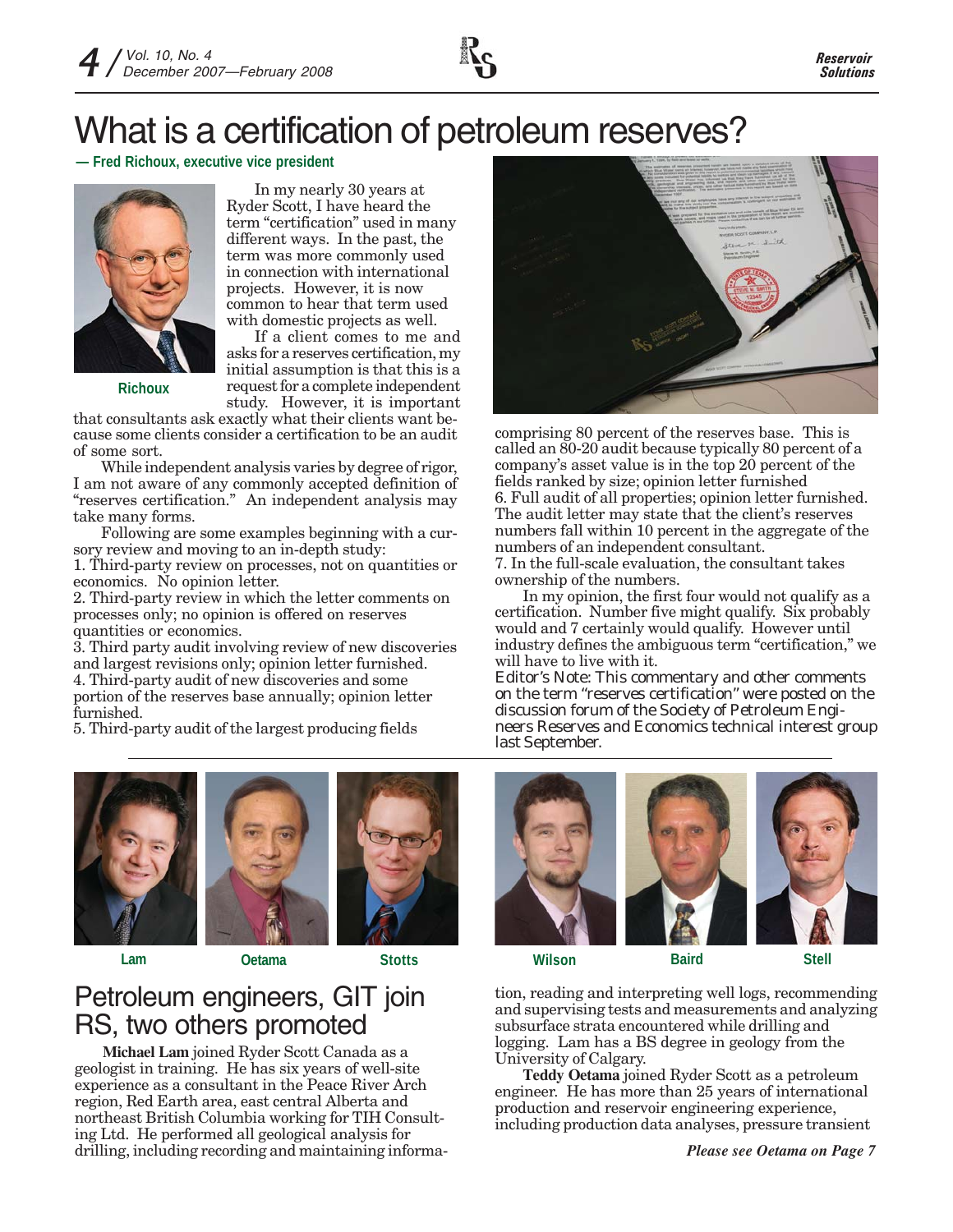# What is a certification of petroleum reserves?

**— Fred Richoux, executive vice president**

Richoux

In my nearly 30 years at Ryder Scott, I have heard the term "certification" used in many different ways. In the past, the term was more commonly used in connection with international projects. However, it is now common to hear that term used with domestic projects as well.

If a client comes to me and asks for a reserves certification, my initial assumption is that this is a request for a complete independent study. However, it is important that consultants ask exactly what their clients want because some clients consider a certification to be an audit of some sort.

While independent analysis varies by degree of rigor, I am not aware of any commonly accepted definition of "reserves certification." An independent analysis may take many forms.

Following are some examples beginning with a cursory review and moving to an in-depth study:

1. Third-party review on processes, not on quantities or economics. No opinion letter.
2. Third-party review in which the letter comments on processes only; no opinion is offered on reserves quantities or economics.
3. Third party audit involving review of new discoveries and largest revisions only; opinion letter furnished.
4. Third-party audit of new discoveries and some portion of the reserves base annually; opinion letter furnished.
5. Third-party audit of the largest producing fields comprising 80 percent of the reserves base. This is called an 80-20 audit because typically 80 percent of a company's asset value is in the top 20 percent of the fields ranked by size; opinion letter furnished
6. Full audit of all properties; opinion letter furnished. The audit letter may state that the client's reserves numbers fall within 10 percent in the aggregate of the numbers of an independent consultant.
7. In the full-scale evaluation, the consultant takes ownership of the numbers.

In my opinion, the first four would not qualify as a certification. Number five might qualify. Six probably would and 7 certainly would qualify. However until industry defines the ambiguous term "certification," we will have to live with it.

*Editor's Note: This commentary and other comments on the term "reserves certification" were posted on the discussion forum of the Society of Petroleum Engineers Reserves and Economics technical interest group last September.*

Lam | Oetama | Stotts | Wilson | Baird | Stell

## Petroleum engineers, GIT join RS, two others promoted

**Michael Lam** joined Ryder Scott Canada as a geologist in training. He has six years of well-site experience as a consultant in the Peace River Arch region, Red Earth area, east central Alberta and northeast British Columbia working for TIH Consulting Ltd. He performed all geological analysis for drilling, including recording and maintaining information, reading and interpreting well logs, recommending and supervising tests and measurements and analyzing subsurface strata encountered while drilling and logging. Lam has a BS degree in geology from the University of Calgary.

**Teddy Oetama** joined Ryder Scott as a petroleum engineer. He has more than 25 years of international production and reservoir engineering experience, including production data analyses, pressure transient

***Please see Oetama on Page 7***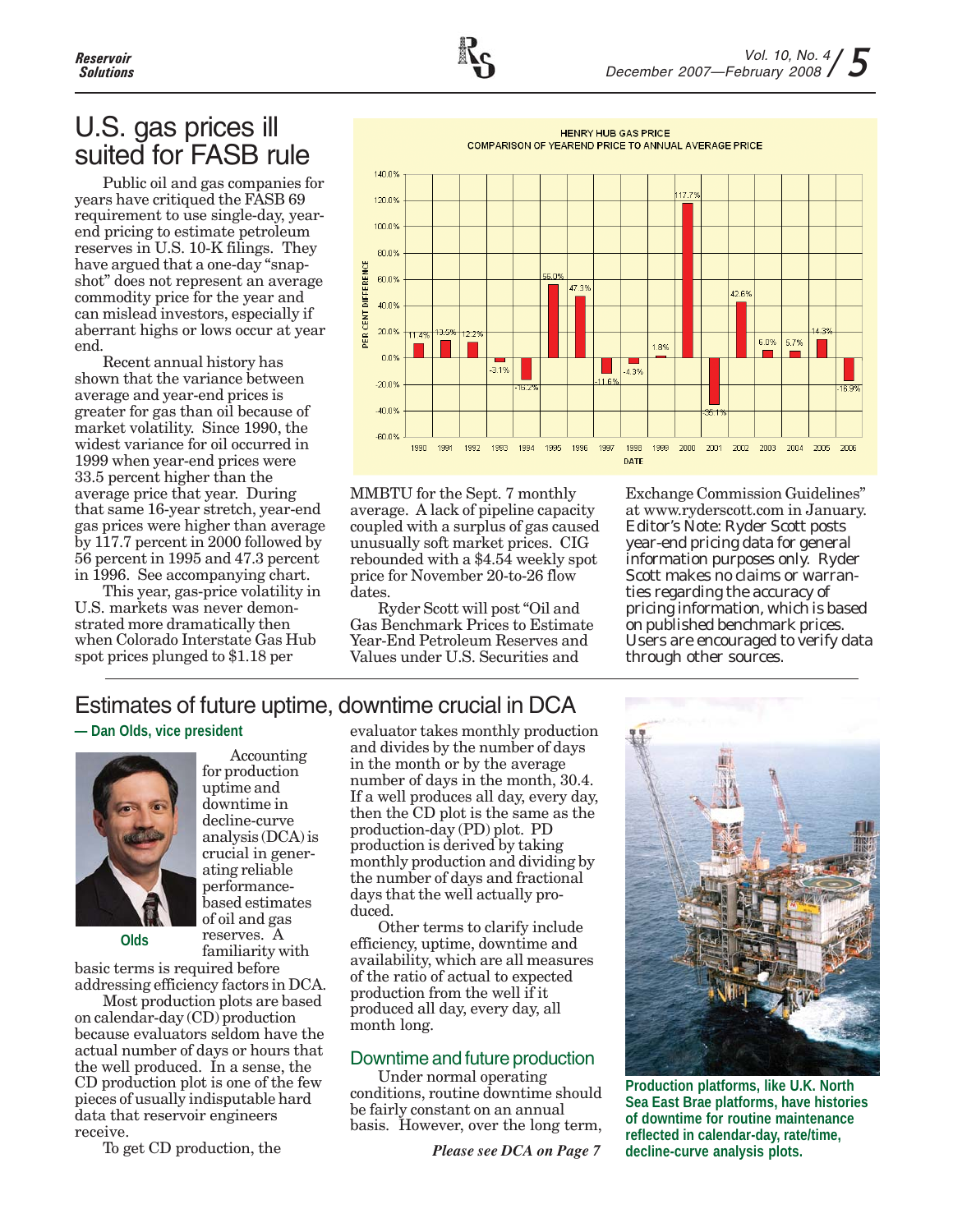# U.S. gas prices ill suited for FASB rule

Public oil and gas companies for years have critiqued the FASB 69 requirement to use single-day, year-end pricing to estimate petroleum reserves in U.S. 10-K filings. They have argued that a one-day "snapshot" does not represent an average commodity price for the year and can mislead investors, especially if aberrant highs or lows occur at year end.

Recent annual history has shown that the variance between average and year-end prices is greater for gas than oil because of market volatility. Since 1990, the widest variance for oil occurred in 1999 when year-end prices were 33.5 percent higher than the average price that year. During that same 16-year stretch, year-end gas prices were higher than average by 117.7 percent in 2000 followed by 56 percent in 1995 and 47.3 percent in 1996. See accompanying chart.

HENRY HUB GAS PRICE
COMPARISON OF YEAREND PRICE TO ANNUAL AVERAGE PRICE

| DATE | PER CENT DIFFERENCE |
|---|---|
| 1990 | 11.4% |
| 1991 | 13.5% |
| 1992 | 12.2% |
| 1993 | -3.1% |
| 1994 | -16.2% |
| 1995 | 56.0% |
| 1996 | 47.3% |
| 1997 | -11.6% |
| 1998 | -4.3% |
| 1999 | 1.8% |
| 2000 | 117.7% |
| 2001 | -35.1% |
| 2002 | 42.6% |
| 2003 | 6.0% |
| 2004 | 5.7% |
| 2005 | 14.3% |
| 2006 | -16.9% |

This year, gas-price volatility in U.S. markets was never demonstrated more dramatically then when Colorado Interstate Gas Hub spot prices plunged to $1.18 per MMBTU for the Sept. 7 monthly average. A lack of pipeline capacity coupled with a surplus of gas caused unusually soft market prices. CIG rebounded with a $4.54 weekly spot price for November 20-to-26 flow dates.

Ryder Scott will post "Oil and Gas Benchmark Prices to Estimate Year-End Petroleum Reserves and Values under U.S. Securities and Exchange Commission Guidelines" at www.ryderscott.com in January.

*Editor's Note: Ryder Scott posts year-end pricing data for general information purposes only. Ryder Scott makes no claims or warranties regarding the accuracy of pricing information, which is based on published benchmark prices. Users are encouraged to verify data through other sources.*

# Estimates of future uptime, downtime crucial in DCA

**— Dan Olds, vice president**

**Olds**

Accounting for production uptime and downtime in decline-curve analysis (DCA) is crucial in generating reliable performance-based estimates of oil and gas reserves. A familiarity with basic terms is required before addressing efficiency factors in DCA.

Most production plots are based on calendar-day (CD) production because evaluators seldom have the actual number of days or hours that the well produced. In a sense, the CD production plot is one of the few pieces of usually indisputable hard data that reservoir engineers receive.

To get CD production, the evaluator takes monthly production and divides by the number of days in the month or by the average number of days in the month, 30.4. If a well produces all day, every day, then the CD plot is the same as the production-day (PD) plot. PD production is derived by taking monthly production and dividing by the number of days and fractional days that the well actually produced.

Other terms to clarify include efficiency, uptime, downtime and availability, which are all measures of the ratio of actual to expected production from the well if it produced all day, every day, all month long.

## Downtime and future production

Under normal operating conditions, routine downtime should be fairly constant on an annual basis. However, over the long term,

*Please see DCA on Page 7*

**Production platforms, like U.K. North Sea East Brae platforms, have histories of downtime for routine maintenance reflected in calendar-day, rate/time, decline-curve analysis plots.**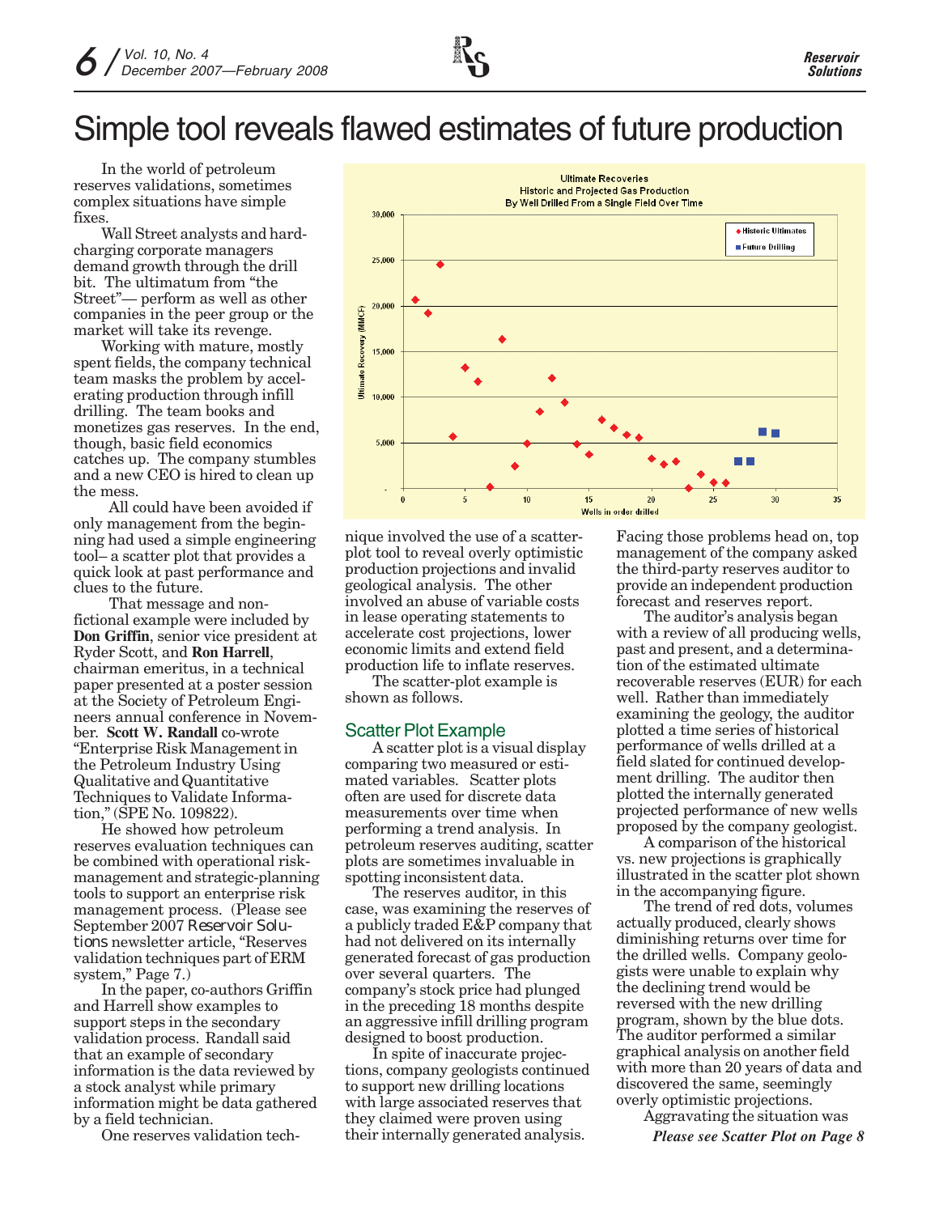# Simple tool reveals flawed estimates of future production

In the world of petroleum reserves validations, sometimes complex situations have simple fixes.

Wall Street analysts and hard-charging corporate managers demand growth through the drill bit. The ultimatum from "the Street"— perform as well as other companies in the peer group or the market will take its revenge.

Working with mature, mostly spent fields, the company technical team masks the problem by accelerating production through infill drilling. The team books and monetizes gas reserves. In the end, though, basic field economics catches up. The company stumbles and a new CEO is hired to clean up the mess.

All could have been avoided if only management from the beginning had used a simple engineering tool– a scatter plot that provides a quick look at past performance and clues to the future.

That message and non-fictional example were included by **Don Griffin**, senior vice president at Ryder Scott, and **Ron Harrell**, chairman emeritus, in a technical paper presented at a poster session at the Society of Petroleum Engineers annual conference in November. **Scott W. Randall** co-wrote "Enterprise Risk Management in the Petroleum Industry Using Qualitative and Quantitative Techniques to Validate Information," (SPE No. 109822).

He showed how petroleum reserves evaluation techniques can be combined with operational risk-management and strategic-planning tools to support an enterprise risk management process. (Please see September 2007 *Reservoir Solutions* newsletter article, "Reserves validation techniques part of ERM system," Page 7.)

In the paper, co-authors Griffin and Harrell show examples to support steps in the secondary validation process. Randall said that an example of secondary information is the data reviewed by a stock analyst while primary information might be data gathered by a field technician.

One reserves validation technique involved the use of a scatter-plot tool to reveal overly optimistic production projections and invalid geological analysis. The other involved an abuse of variable costs in lease operating statements to accelerate cost projections, lower economic limits and extend field production life to inflate reserves.

The scatter-plot example is shown as follows.

## Scatter Plot Example

A scatter plot is a visual display comparing two measured or estimated variables. Scatter plots often are used for discrete data measurements over time when performing a trend analysis. In petroleum reserves auditing, scatter plots are sometimes invaluable in spotting inconsistent data.

The reserves auditor, in this case, was examining the reserves of a publicly traded E&P company that had not delivered on its internally generated forecast of gas production over several quarters. The company's stock price had plunged in the preceding 18 months despite an aggressive infill drilling program designed to boost production.

In spite of inaccurate projections, company geologists continued to support new drilling locations with large associated reserves that they claimed were proven using their internally generated analysis. Facing those problems head on, top management of the company asked the third-party reserves auditor to provide an independent production forecast and reserves report.

The auditor's analysis began with a review of all producing wells, past and present, and a determination of the estimated ultimate recoverable reserves (EUR) for each well. Rather than immediately examining the geology, the auditor plotted a time series of historical performance of wells drilled at a field slated for continued development drilling. The auditor then plotted the internally generated projected performance of new wells proposed by the company geologist.

A comparison of the historical vs. new projections is graphically illustrated in the scatter plot shown in the accompanying figure.

The trend of red dots, volumes actually produced, clearly shows diminishing returns over time for the drilled wells. Company geologists were unable to explain why the declining trend would be reversed with the new drilling program, shown by the blue dots. The auditor performed a similar graphical analysis on another field with more than 20 years of data and discovered the same, seemingly overly optimistic projections.

Aggravating the situation was

*Please see Scatter Plot on Page 8*

Ultimate Recoveries
Historic and Projected Gas Production
By Well Drilled From a Single Field Over Time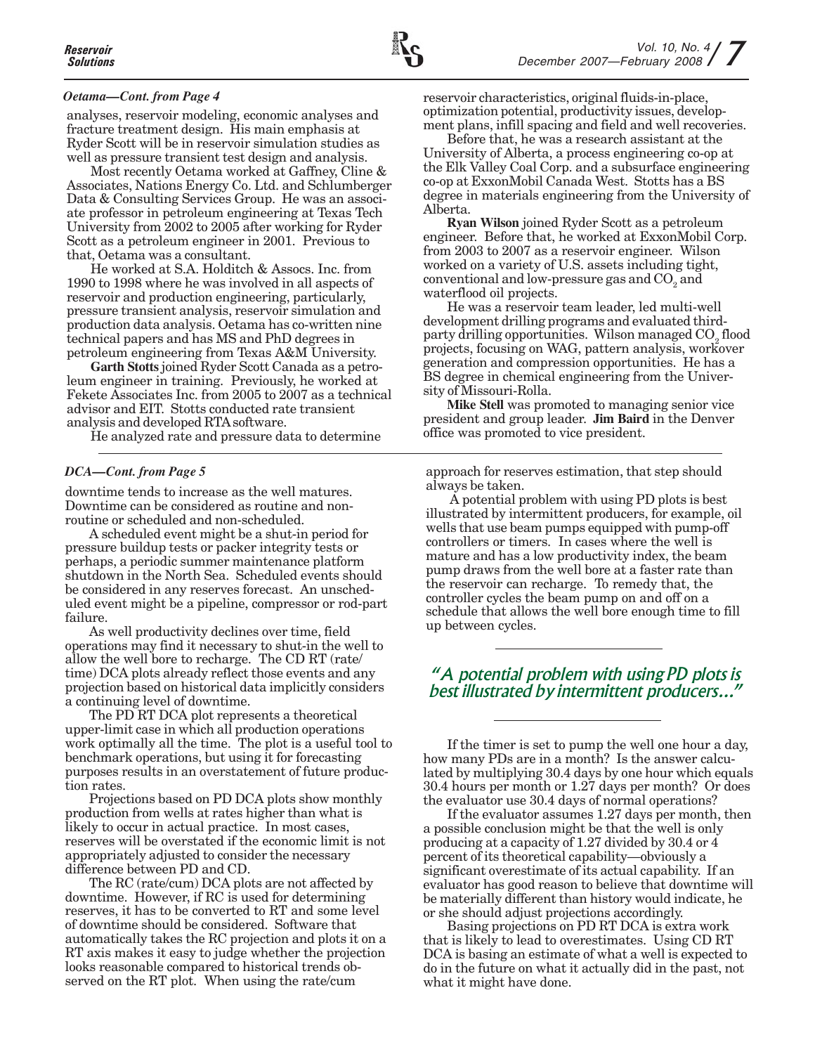*Oetama—Cont. from Page 4*

analyses, reservoir modeling, economic analyses and fracture treatment design. His main emphasis at Ryder Scott will be in reservoir simulation studies as well as pressure transient test design and analysis.

Most recently Oetama worked at Gaffney, Cline & Associates, Nations Energy Co. Ltd. and Schlumberger Data & Consulting Services Group. He was an associate professor in petroleum engineering at Texas Tech University from 2002 to 2005 after working for Ryder Scott as a petroleum engineer in 2001. Previous to that, Oetama was a consultant.

He worked at S.A. Holditch & Assocs. Inc. from 1990 to 1998 where he was involved in all aspects of reservoir and production engineering, particularly, pressure transient analysis, reservoir simulation and production data analysis. Oetama has co-written nine technical papers and has MS and PhD degrees in petroleum engineering from Texas A&M University.

**Garth Stotts** joined Ryder Scott Canada as a petroleum engineer in training. Previously, he worked at Fekete Associates Inc. from 2005 to 2007 as a technical advisor and EIT. Stotts conducted rate transient analysis and developed RTA software.

He analyzed rate and pressure data to determine reservoir characteristics, original fluids-in-place, optimization potential, productivity issues, development plans, infill spacing and field and well recoveries.

Before that, he was a research assistant at the University of Alberta, a process engineering co-op at the Elk Valley Coal Corp. and a subsurface engineering co-op at ExxonMobil Canada West. Stotts has a BS degree in materials engineering from the University of Alberta.

**Ryan Wilson** joined Ryder Scott as a petroleum engineer. Before that, he worked at ExxonMobil Corp. from 2003 to 2007 as a reservoir engineer. Wilson worked on a variety of U.S. assets including tight, conventional and low-pressure gas and $CO_2$ and waterflood oil projects.

He was a reservoir team leader, led multi-well development drilling programs and evaluated third-party drilling opportunities. Wilson managed $CO_2$ flood projects, focusing on WAG, pattern analysis, workover generation and compression opportunities. He has a BS degree in chemical engineering from the University of Missouri-Rolla.

**Mike Stell** was promoted to managing senior vice president and group leader. **Jim Baird** in the Denver office was promoted to vice president.

---

*DCA—Cont. from Page 5*

downtime tends to increase as the well matures. Downtime can be considered as routine and non-routine or scheduled and non-scheduled.

A scheduled event might be a shut-in period for pressure buildup tests or packer integrity tests or perhaps, a periodic summer maintenance platform shutdown in the North Sea. Scheduled events should be considered in any reserves forecast. An unscheduled event might be a pipeline, compressor or rod-part failure.

As well productivity declines over time, field operations may find it necessary to shut-in the well to allow the well bore to recharge. The CD RT (rate/time) DCA plots already reflect those events and any projection based on historical data implicitly considers a continuing level of downtime.

The PD RT DCA plot represents a theoretical upper-limit case in which all production operations work optimally all the time. The plot is a useful tool to benchmark operations, but using it for forecasting purposes results in an overstatement of future production rates.

Projections based on PD DCA plots show monthly production from wells at rates higher than what is likely to occur in actual practice. In most cases, reserves will be overstated if the economic limit is not appropriately adjusted to consider the necessary difference between PD and CD.

The RC (rate/cum) DCA plots are not affected by downtime. However, if RC is used for determining reserves, it has to be converted to RT and some level of downtime should be considered. Software that automatically takes the RC projection and plots it on a RT axis makes it easy to judge whether the projection looks reasonable compared to historical trends observed on the RT plot. When using the rate/cum approach for reserves estimation, that step should always be taken.

A potential problem with using PD plots is best illustrated by intermittent producers, for example, oil wells that use beam pumps equipped with pump-off controllers or timers. In cases where the well is mature and has a low productivity index, the beam pump draws from the well bore at a faster rate than the reservoir can recharge. To remedy that, the controller cycles the beam pump on and off on a schedule that allows the well bore enough time to fill up between cycles.

> *"A potential problem with using PD plots is best illustrated by intermittent producers..."*

If the timer is set to pump the well one hour a day, how many PDs are in a month? Is the answer calculated by multiplying 30.4 days by one hour which equals 30.4 hours per month or 1.27 days per month? Or does the evaluator use 30.4 days of normal operations?

If the evaluator assumes 1.27 days per month, then a possible conclusion might be that the well is only producing at a capacity of 1.27 divided by 30.4 or 4 percent of its theoretical capability—obviously a significant overestimate of its actual capability. If an evaluator has good reason to believe that downtime will be materially different than history would indicate, he or she should adjust projections accordingly.

Basing projections on PD RT DCA is extra work that is likely to lead to overestimates. Using CD RT DCA is basing an estimate of what a well is expected to do in the future on what it actually did in the past, not what it might have done.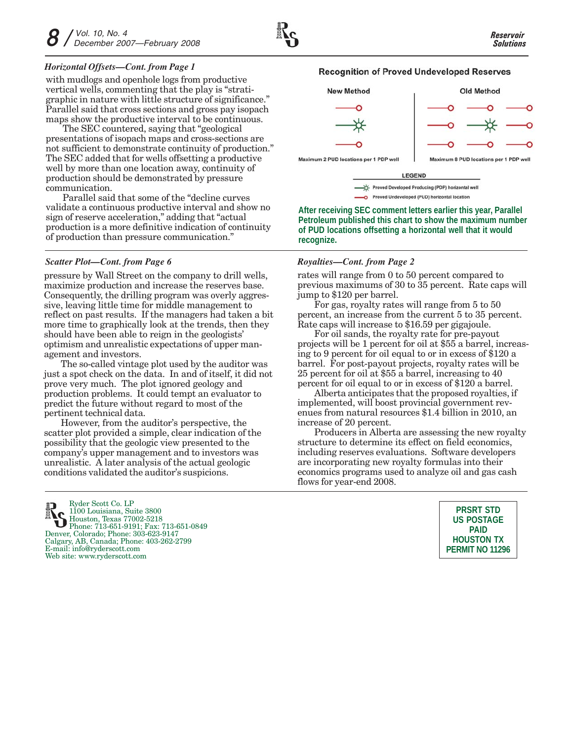### *Horizontal Offsets—Cont. from Page 1*

with mudlogs and openhole logs from productive vertical wells, commenting that the play is "stratigraphic in nature with little structure of significance." Parallel said that cross sections and gross pay isopach maps show the productive interval to be continuous.

The SEC countered, saying that "geological presentations of isopach maps and cross-sections are not sufficient to demonstrate continuity of production." The SEC added that for wells offsetting a productive well by more than one location away, continuity of production should be demonstrated by pressure communication.

Parallel said that some of the "decline curves validate a continuous productive interval and show no sign of reserve acceleration," adding that "actual production is a more definitive indication of continuity of production than pressure communication."

**Recognition of Proved Undeveloped Reserves**

New Method

Maximum 2 PUD locations per 1 PDP well

Old Method

Maximum 8 PUD locations per 1 PDP well

LEGEND

Proved Developed Producing (PDP) horizontal well

Proved Undeveloped (PUD) horizontal location

**After receiving SEC comment letters earlier this year, Parallel Petroleum published this chart to show the maximum number of PUD locations offsetting a horizontal well that it would recognize.**

### *Scatter Plot—Cont. from Page 6*

pressure by Wall Street on the company to drill wells, maximize production and increase the reserves base. Consequently, the drilling program was overly aggressive, leaving little time for middle management to reflect on past results. If the managers had taken a bit more time to graphically look at the trends, then they should have been able to reign in the geologists' optimism and unrealistic expectations of upper management and investors.

The so-called vintage plot used by the auditor was just a spot check on the data. In and of itself, it did not prove very much. The plot ignored geology and production problems. It could tempt an evaluator to predict the future without regard to most of the pertinent technical data.

However, from the auditor's perspective, the scatter plot provided a simple, clear indication of the possibility that the geologic view presented to the company's upper management and to investors was unrealistic. A later analysis of the actual geologic conditions validated the auditor's suspicions.

### *Royalties—Cont. from Page 2*

rates will range from 0 to 50 percent compared to previous maximums of 30 to 35 percent. Rate caps will jump to $120 per barrel.

For gas, royalty rates will range from 5 to 50 percent, an increase from the current 5 to 35 percent. Rate caps will increase to $16.59 per gigajoule.

For oil sands, the royalty rate for pre-payout projects will be 1 percent for oil at $55 a barrel, increasing to 9 percent for oil equal to or in excess of $120 a barrel. For post-payout projects, royalty rates will be 25 percent for oil at $55 a barrel, increasing to 40 percent for oil equal to or in excess of $120 a barrel.

Alberta anticipates that the proposed royalties, if implemented, will boost provincial government revenues from natural resources $1.4 billion in 2010, an increase of 20 percent.

Producers in Alberta are assessing the new royalty structure to determine its effect on field economics, including reserves evaluations. Software developers are incorporating new royalty formulas into their economics programs used to analyze oil and gas cash flows for year-end 2008.

Ryder Scott Co. LP
1100 Louisiana, Suite 3800
Houston, Texas 77002-5218
Phone: 713-651-9191; Fax: 713-651-0849
Denver, Colorado; Phone: 303-623-9147
Calgary, AB, Canada; Phone: 403-262-2799
E-mail: info@ryderscott.com
Web site: www.ryderscott.com

PRSRT STD
US POSTAGE
PAID
HOUSTON TX
PERMIT NO 11296